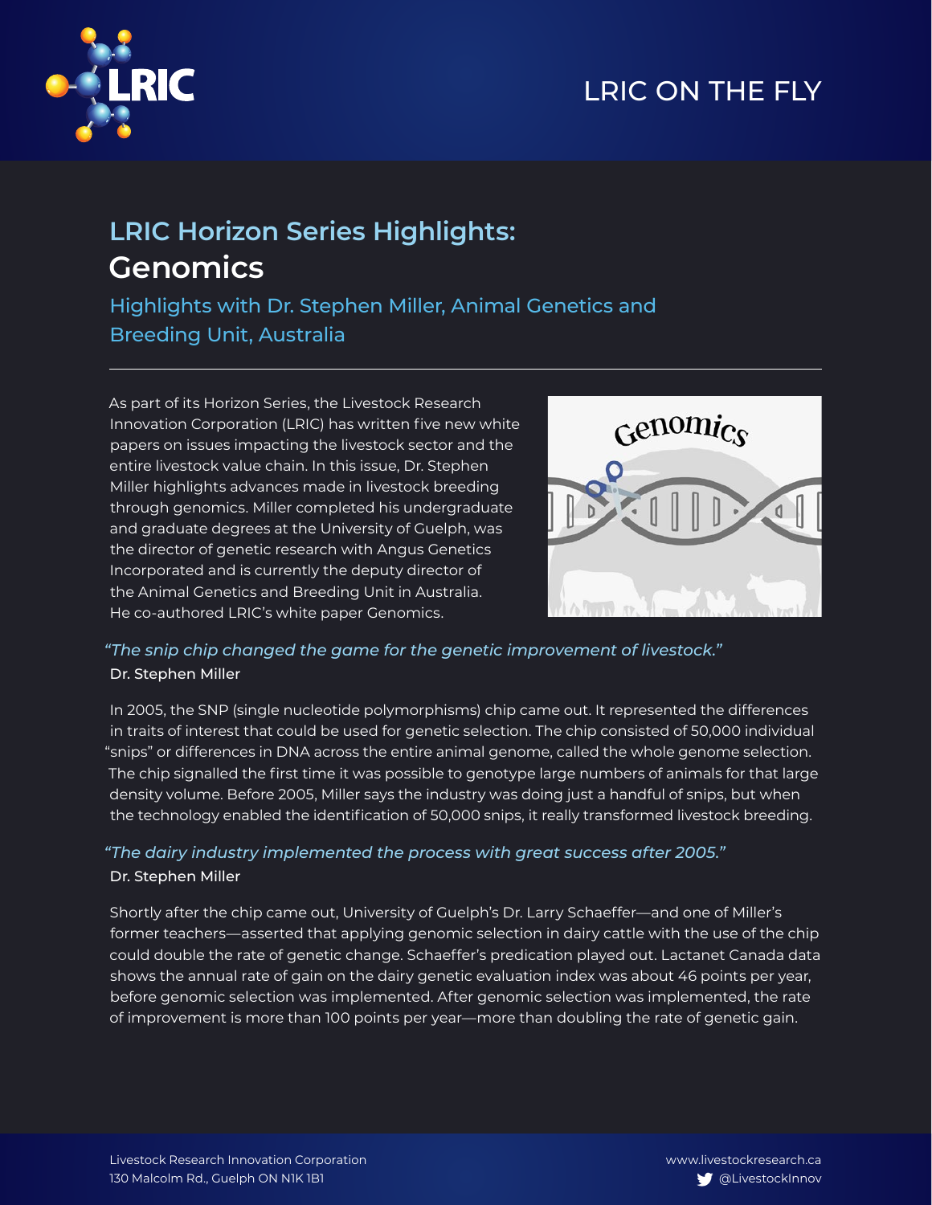LRIC ON THE FLY

# LRIC Horizon Series Highlights: Genomics

## Highlights with Dr. Stephen Miller, Animal Genetics and Breeding Unit, Australia

As part of its Horizon Series, the Livestock Research Innovation Corporation (LRIC) has written five new white papers on issues impacting the livestock sector and the entire livestock value chain. In this issue, Dr. Stephen Miller highlights advances made in livestock breeding through genomics. Miller completed his undergraduate and graduate degrees at the University of Guelph, was the director of genetic research with Angus Genetics Incorporated and is currently the deputy director of the Animal Genetics and Breeding Unit in Australia. He co-authored LRIC's white paper Genomics.

*"The snip chip changed the game for the genetic improvement of livestock."*
Dr. Stephen Miller

In 2005, the SNP (single nucleotide polymorphisms) chip came out. It represented the differences in traits of interest that could be used for genetic selection. The chip consisted of 50,000 individual "snips" or differences in DNA across the entire animal genome, called the whole genome selection. The chip signalled the first time it was possible to genotype large numbers of animals for that large density volume. Before 2005, Miller says the industry was doing just a handful of snips, but when the technology enabled the identification of 50,000 snips, it really transformed livestock breeding.

*"The dairy industry implemented the process with great success after 2005."*
Dr. Stephen Miller

Shortly after the chip came out, University of Guelph's Dr. Larry Schaeffer—and one of Miller's former teachers—asserted that applying genomic selection in dairy cattle with the use of the chip could double the rate of genetic change. Schaeffer's predication played out. Lactanet Canada data shows the annual rate of gain on the dairy genetic evaluation index was about 46 points per year, before genomic selection was implemented. After genomic selection was implemented, the rate of improvement is more than 100 points per year—more than doubling the rate of genetic gain.

Livestock Research Innovation Corporation
130 Malcolm Rd., Guelph ON N1K 1B1

www.livestockresearch.ca
@LivestockInnov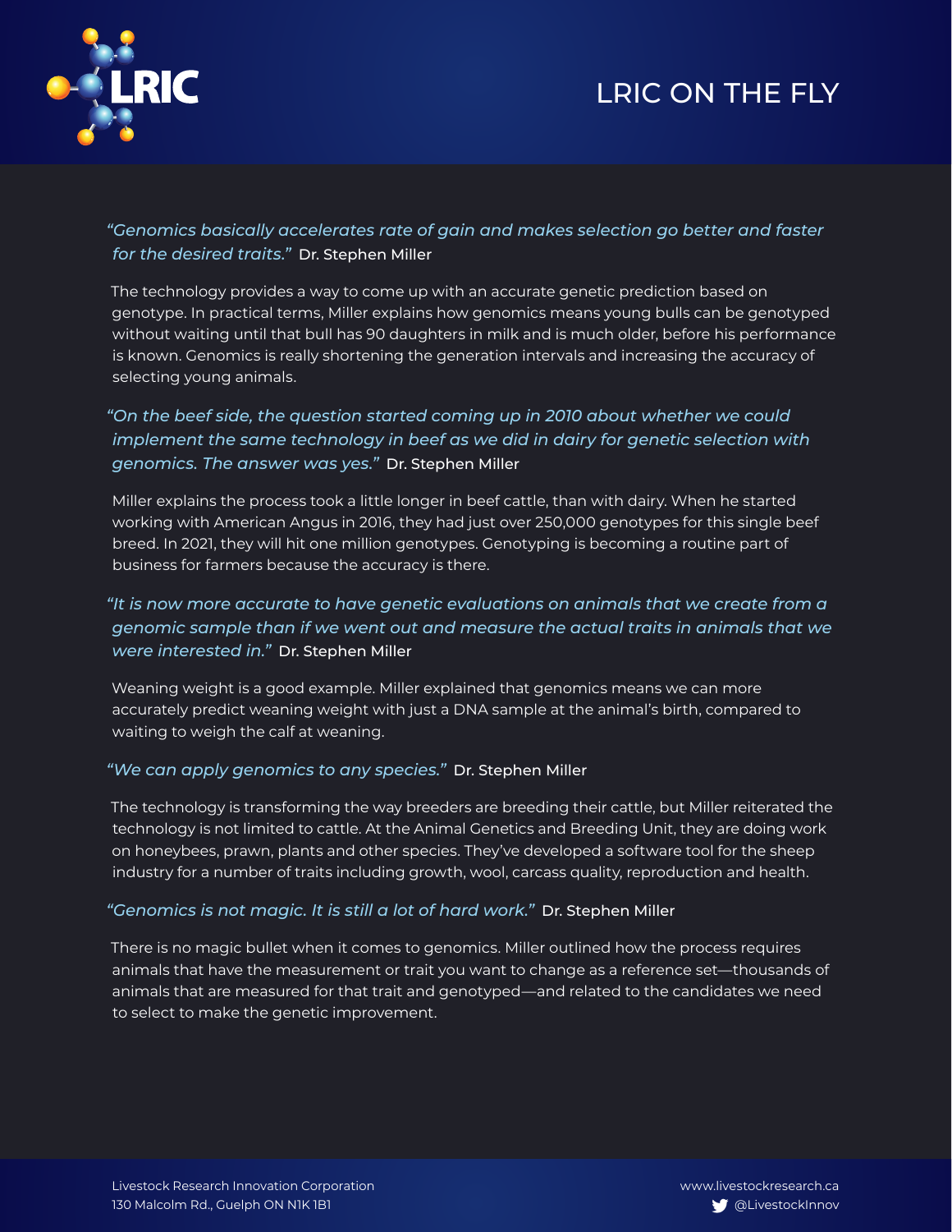*"Genomics basically accelerates rate of gain and makes selection go better and faster for the desired traits."* Dr. Stephen Miller

The technology provides a way to come up with an accurate genetic prediction based on genotype. In practical terms, Miller explains how genomics means young bulls can be genotyped without waiting until that bull has 90 daughters in milk and is much older, before his performance is known. Genomics is really shortening the generation intervals and increasing the accuracy of selecting young animals.

*"On the beef side, the question started coming up in 2010 about whether we could implement the same technology in beef as we did in dairy for genetic selection with genomics. The answer was yes."* Dr. Stephen Miller

Miller explains the process took a little longer in beef cattle, than with dairy. When he started working with American Angus in 2016, they had just over 250,000 genotypes for this single beef breed. In 2021, they will hit one million genotypes. Genotyping is becoming a routine part of business for farmers because the accuracy is there.

*"It is now more accurate to have genetic evaluations on animals that we create from a genomic sample than if we went out and measure the actual traits in animals that we were interested in."* Dr. Stephen Miller

Weaning weight is a good example. Miller explained that genomics means we can more accurately predict weaning weight with just a DNA sample at the animal's birth, compared to waiting to weigh the calf at weaning.

*"We can apply genomics to any species."* Dr. Stephen Miller

The technology is transforming the way breeders are breeding their cattle, but Miller reiterated the technology is not limited to cattle. At the Animal Genetics and Breeding Unit, they are doing work on honeybees, prawn, plants and other species. They've developed a software tool for the sheep industry for a number of traits including growth, wool, carcass quality, reproduction and health.

*"Genomics is not magic. It is still a lot of hard work."* Dr. Stephen Miller

There is no magic bullet when it comes to genomics. Miller outlined how the process requires animals that have the measurement or trait you want to change as a reference set—thousands of animals that are measured for that trait and genotyped—and related to the candidates we need to select to make the genetic improvement.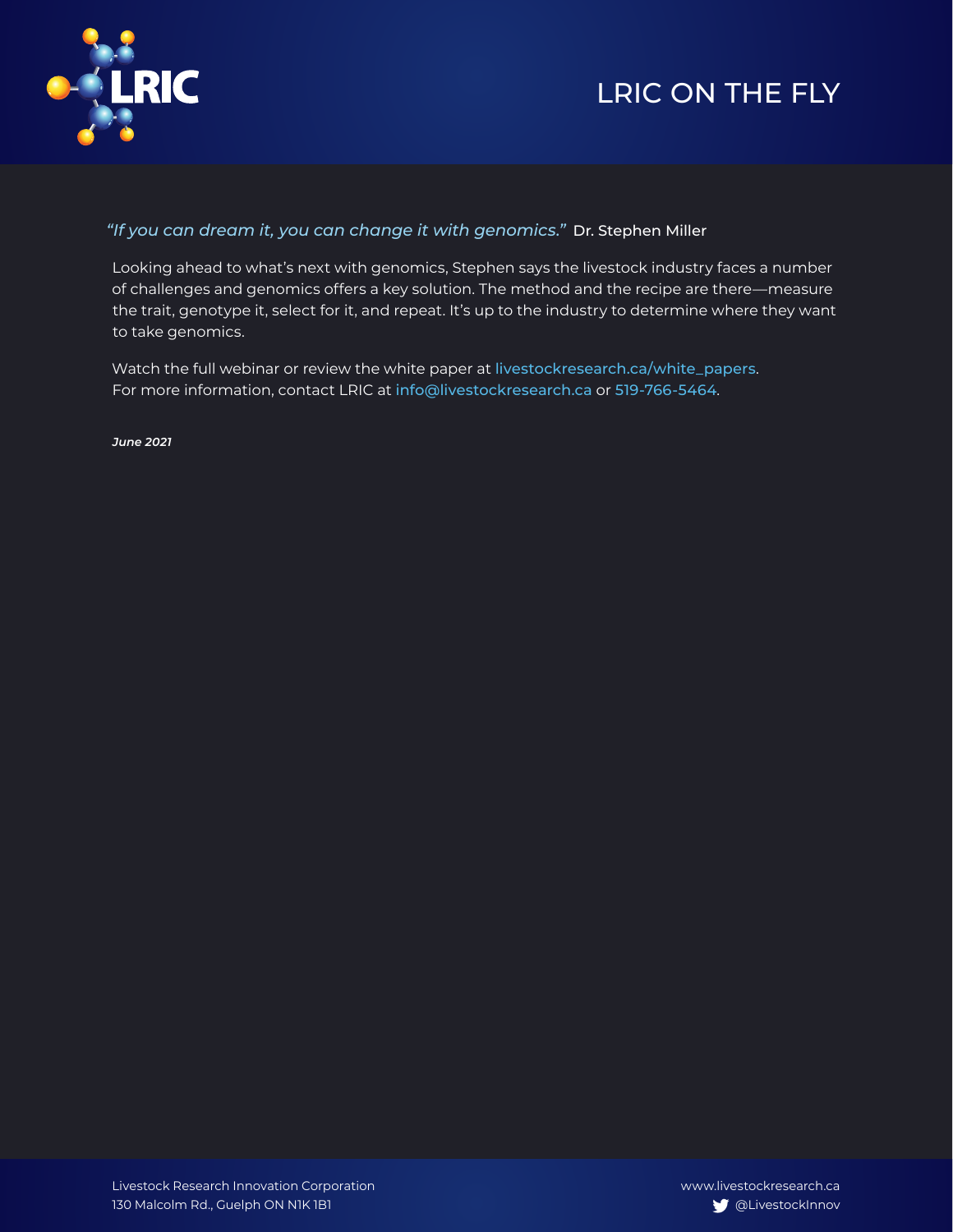*"If you can dream it, you can change it with genomics."* Dr. Stephen Miller

Looking ahead to what's next with genomics, Stephen says the livestock industry faces a number of challenges and genomics offers a key solution. The method and the recipe are there—measure the trait, genotype it, select for it, and repeat. It's up to the industry to determine where they want to take genomics.

Watch the full webinar or review the white paper at livestockresearch.ca/white_papers.
For more information, contact LRIC at info@livestockresearch.ca or 519-766-5464.

***June 2021***